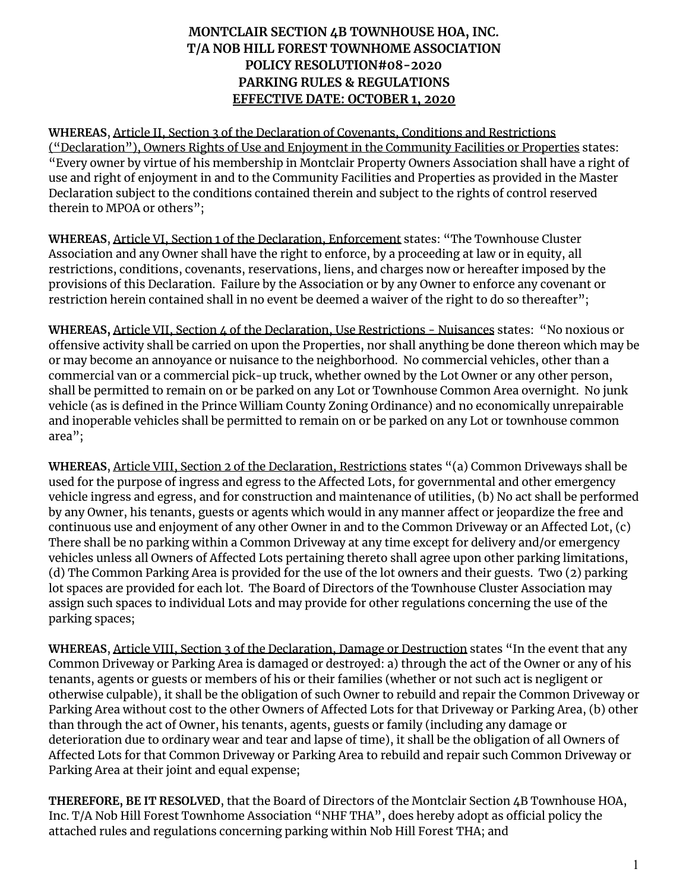# MONTCLAIR SECTION 4B TOWNHOUSE HOA, INC.
# T/A NOB HILL FOREST TOWNHOME ASSOCIATION
# POLICY RESOLUTION#08-2020
# PARKING RULES & REGULATIONS
# EFFECTIVE DATE: OCTOBER 1, 2020

**WHEREAS**, Article II, Section 3 of the Declaration of Covenants, Conditions and Restrictions ("Declaration"), Owners Rights of Use and Enjoyment in the Community Facilities or Properties states: "Every owner by virtue of his membership in Montclair Property Owners Association shall have a right of use and right of enjoyment in and to the Community Facilities and Properties as provided in the Master Declaration subject to the conditions contained therein and subject to the rights of control reserved therein to MPOA or others";

**WHEREAS**, Article VI, Section 1 of the Declaration, Enforcement states: "The Townhouse Cluster Association and any Owner shall have the right to enforce, by a proceeding at law or in equity, all restrictions, conditions, covenants, reservations, liens, and charges now or hereafter imposed by the provisions of this Declaration. Failure by the Association or by any Owner to enforce any covenant or restriction herein contained shall in no event be deemed a waiver of the right to do so thereafter";

**WHEREAS,** Article VII, Section 4 of the Declaration, Use Restrictions - Nuisances states: "No noxious or offensive activity shall be carried on upon the Properties, nor shall anything be done thereon which may be or may become an annoyance or nuisance to the neighborhood. No commercial vehicles, other than a commercial van or a commercial pick-up truck, whether owned by the Lot Owner or any other person, shall be permitted to remain on or be parked on any Lot or Townhouse Common Area overnight. No junk vehicle (as is defined in the Prince William County Zoning Ordinance) and no economically unrepairable and inoperable vehicles shall be permitted to remain on or be parked on any Lot or townhouse common area";

**WHEREAS**, Article VIII, Section 2 of the Declaration, Restrictions states "(a) Common Driveways shall be used for the purpose of ingress and egress to the Affected Lots, for governmental and other emergency vehicle ingress and egress, and for construction and maintenance of utilities, (b) No act shall be performed by any Owner, his tenants, guests or agents which would in any manner affect or jeopardize the free and continuous use and enjoyment of any other Owner in and to the Common Driveway or an Affected Lot, (c) There shall be no parking within a Common Driveway at any time except for delivery and/or emergency vehicles unless all Owners of Affected Lots pertaining thereto shall agree upon other parking limitations, (d) The Common Parking Area is provided for the use of the lot owners and their guests. Two (2) parking lot spaces are provided for each lot. The Board of Directors of the Townhouse Cluster Association may assign such spaces to individual Lots and may provide for other regulations concerning the use of the parking spaces;

**WHEREAS**, Article VIII, Section 3 of the Declaration, Damage or Destruction states "In the event that any Common Driveway or Parking Area is damaged or destroyed: a) through the act of the Owner or any of his tenants, agents or guests or members of his or their families (whether or not such act is negligent or otherwise culpable), it shall be the obligation of such Owner to rebuild and repair the Common Driveway or Parking Area without cost to the other Owners of Affected Lots for that Driveway or Parking Area, (b) other than through the act of Owner, his tenants, agents, guests or family (including any damage or deterioration due to ordinary wear and tear and lapse of time), it shall be the obligation of all Owners of Affected Lots for that Common Driveway or Parking Area to rebuild and repair such Common Driveway or Parking Area at their joint and equal expense;

**THEREFORE, BE IT RESOLVED**, that the Board of Directors of the Montclair Section 4B Townhouse HOA, Inc. T/A Nob Hill Forest Townhome Association "NHF THA", does hereby adopt as official policy the attached rules and regulations concerning parking within Nob Hill Forest THA; and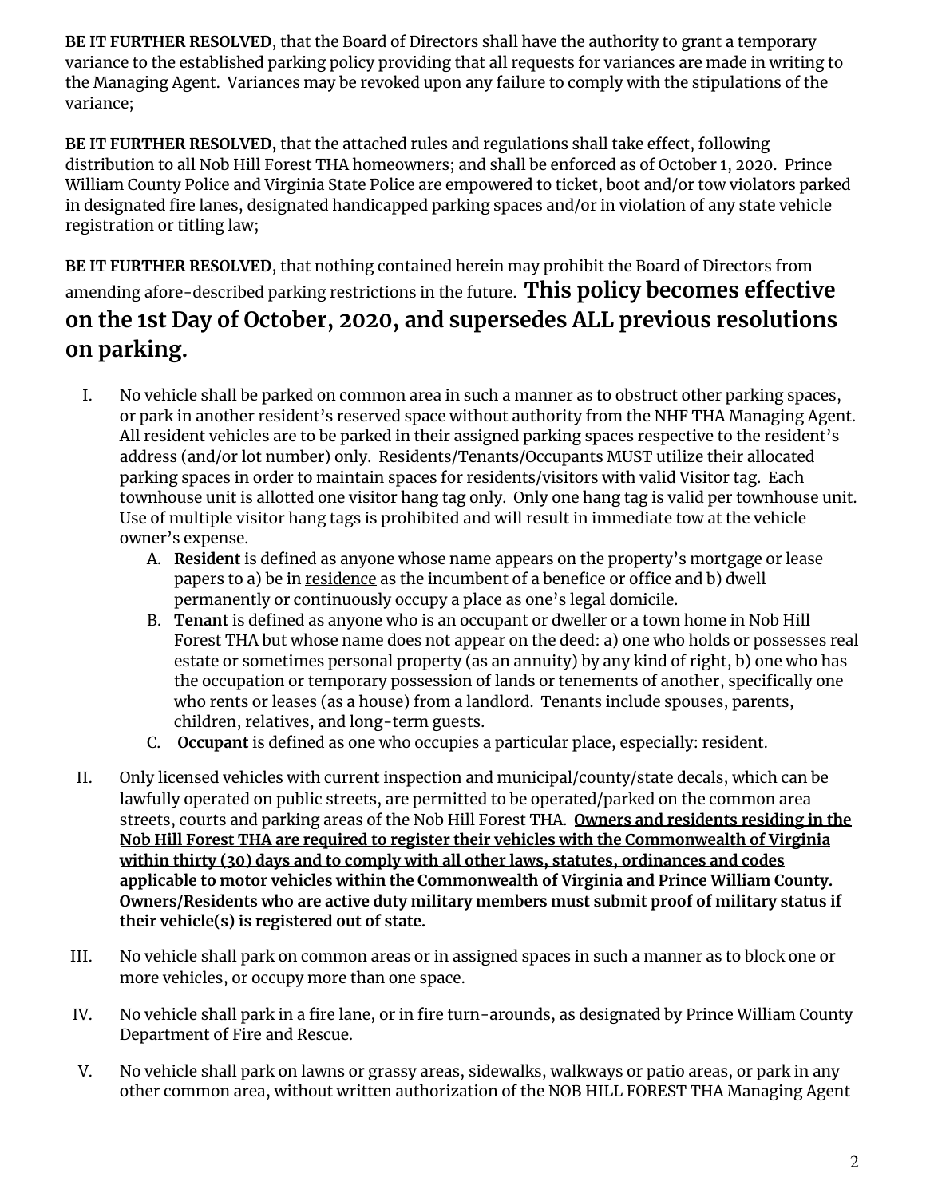**BE IT FURTHER RESOLVED**, that the Board of Directors shall have the authority to grant a temporary variance to the established parking policy providing that all requests for variances are made in writing to the Managing Agent. Variances may be revoked upon any failure to comply with the stipulations of the variance;

**BE IT FURTHER RESOLVED,** that the attached rules and regulations shall take effect, following distribution to all Nob Hill Forest THA homeowners; and shall be enforced as of October 1, 2020. Prince William County Police and Virginia State Police are empowered to ticket, boot and/or tow violators parked in designated fire lanes, designated handicapped parking spaces and/or in violation of any state vehicle registration or titling law;

**BE IT FURTHER RESOLVED**, that nothing contained herein may prohibit the Board of Directors from amending afore-described parking restrictions in the future. **This policy becomes effective on the 1st Day of October, 2020, and supersedes ALL previous resolutions on parking.**

I. No vehicle shall be parked on common area in such a manner as to obstruct other parking spaces, or park in another resident's reserved space without authority from the NHF THA Managing Agent. All resident vehicles are to be parked in their assigned parking spaces respective to the resident's address (and/or lot number) only. Residents/Tenants/Occupants MUST utilize their allocated parking spaces in order to maintain spaces for residents/visitors with valid Visitor tag. Each townhouse unit is allotted one visitor hang tag only. Only one hang tag is valid per townhouse unit. Use of multiple visitor hang tags is prohibited and will result in immediate tow at the vehicle owner's expense.
   A. **Resident** is defined as anyone whose name appears on the property's mortgage or lease papers to a) be in <u>residence</u> as the incumbent of a benefice or office and b) dwell permanently or continuously occupy a place as one's legal domicile.
   B. **Tenant** is defined as anyone who is an occupant or dweller or a town home in Nob Hill Forest THA but whose name does not appear on the deed: a) one who holds or possesses real estate or sometimes personal property (as an annuity) by any kind of right, b) one who has the occupation or temporary possession of lands or tenements of another, specifically one who rents or leases (as a house) from a landlord. Tenants include spouses, parents, children, relatives, and long-term guests.
   C. **Occupant** is defined as one who occupies a particular place, especially: resident.

II. Only licensed vehicles with current inspection and municipal/county/state decals, which can be lawfully operated on public streets, are permitted to be operated/parked on the common area streets, courts and parking areas of the Nob Hill Forest THA. **<u>Owners and residents residing in the Nob Hill Forest THA are required to register their vehicles with the Commonwealth of Virginia within thirty (30) days and to comply with all other laws, statutes, ordinances and codes applicable to motor vehicles within the Commonwealth of Virginia and Prince William County</u>. Owners/Residents who are active duty military members must submit proof of military status if their vehicle(s) is registered out of state.**

III. No vehicle shall park on common areas or in assigned spaces in such a manner as to block one or more vehicles, or occupy more than one space.

IV. No vehicle shall park in a fire lane, or in fire turn-arounds, as designated by Prince William County Department of Fire and Rescue.

V. No vehicle shall park on lawns or grassy areas, sidewalks, walkways or patio areas, or park in any other common area, without written authorization of the NOB HILL FOREST THA Managing Agent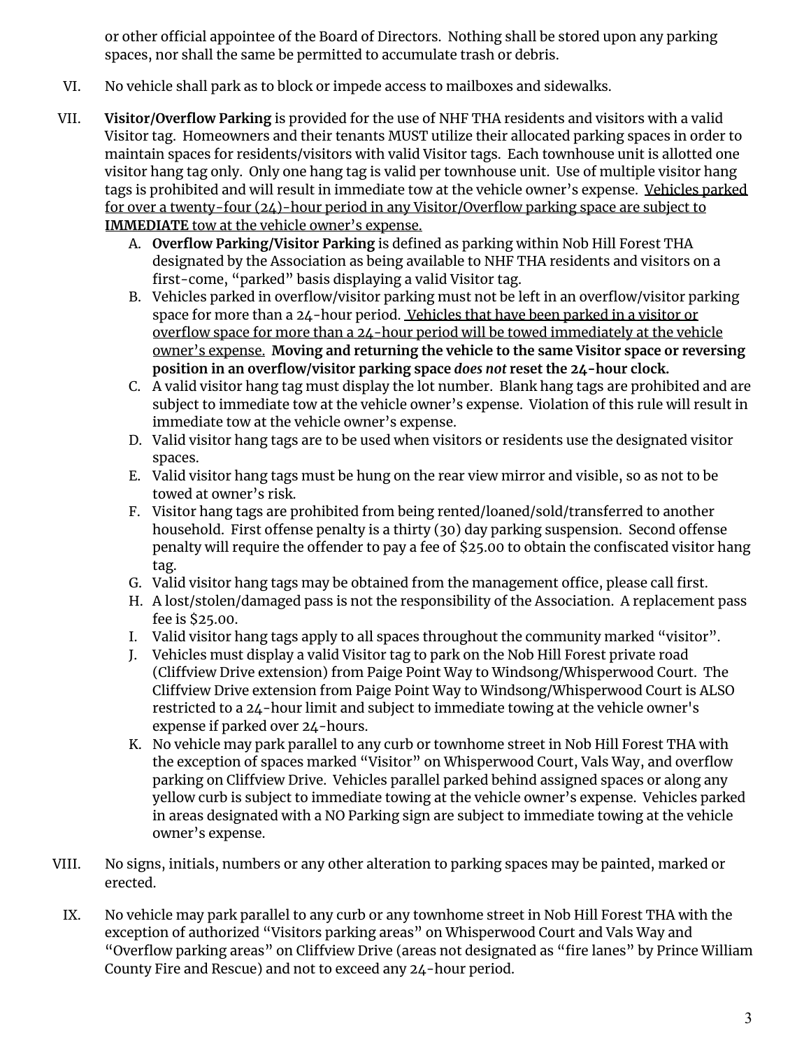or other official appointee of the Board of Directors. Nothing shall be stored upon any parking spaces, nor shall the same be permitted to accumulate trash or debris.

VI. No vehicle shall park as to block or impede access to mailboxes and sidewalks.

VII. **Visitor/Overflow Parking** is provided for the use of NHF THA residents and visitors with a valid Visitor tag. Homeowners and their tenants MUST utilize their allocated parking spaces in order to maintain spaces for residents/visitors with valid Visitor tags. Each townhouse unit is allotted one visitor hang tag only. Only one hang tag is valid per townhouse unit. Use of multiple visitor hang tags is prohibited and will result in immediate tow at the vehicle owner's expense. <u>Vehicles parked for over a twenty-four (24)-hour period in any Visitor/Overflow parking space are subject to **IMMEDIATE** tow at the vehicle owner's expense.</u>

   A. **Overflow Parking/Visitor Parking** is defined as parking within Nob Hill Forest THA designated by the Association as being available to NHF THA residents and visitors on a first-come, "parked" basis displaying a valid Visitor tag.
   
   B. Vehicles parked in overflow/visitor parking must not be left in an overflow/visitor parking space for more than a 24-hour period. <u>Vehicles that have been parked in a visitor or overflow space for more than a 24-hour period will be towed immediately at the vehicle owner's expense.</u> **Moving and returning the vehicle to the same Visitor space or reversing position in an overflow/visitor parking space *does not* reset the 24-hour clock.**
   
   C. A valid visitor hang tag must display the lot number. Blank hang tags are prohibited and are subject to immediate tow at the vehicle owner's expense. Violation of this rule will result in immediate tow at the vehicle owner's expense.
   
   D. Valid visitor hang tags are to be used when visitors or residents use the designated visitor spaces.
   
   E. Valid visitor hang tags must be hung on the rear view mirror and visible, so as not to be towed at owner's risk.
   
   F. Visitor hang tags are prohibited from being rented/loaned/sold/transferred to another household. First offense penalty is a thirty (30) day parking suspension. Second offense penalty will require the offender to pay a fee of $25.00 to obtain the confiscated visitor hang tag.
   
   G. Valid visitor hang tags may be obtained from the management office, please call first.
   
   H. A lost/stolen/damaged pass is not the responsibility of the Association. A replacement pass fee is $25.00.
   
   I. Valid visitor hang tags apply to all spaces throughout the community marked "visitor".
   
   J. Vehicles must display a valid Visitor tag to park on the Nob Hill Forest private road (Cliffview Drive extension) from Paige Point Way to Windsong/Whisperwood Court. The Cliffview Drive extension from Paige Point Way to Windsong/Whisperwood Court is ALSO restricted to a 24-hour limit and subject to immediate towing at the vehicle owner's expense if parked over 24-hours.
   
   K. No vehicle may park parallel to any curb or townhome street in Nob Hill Forest THA with the exception of spaces marked "Visitor" on Whisperwood Court, Vals Way, and overflow parking on Cliffview Drive. Vehicles parallel parked behind assigned spaces or along any yellow curb is subject to immediate towing at the vehicle owner's expense. Vehicles parked in areas designated with a NO Parking sign are subject to immediate towing at the vehicle owner's expense.

VIII. No signs, initials, numbers or any other alteration to parking spaces may be painted, marked or erected.

IX. No vehicle may park parallel to any curb or any townhome street in Nob Hill Forest THA with the exception of authorized "Visitors parking areas" on Whisperwood Court and Vals Way and "Overflow parking areas" on Cliffview Drive (areas not designated as "fire lanes" by Prince William County Fire and Rescue) and not to exceed any 24-hour period.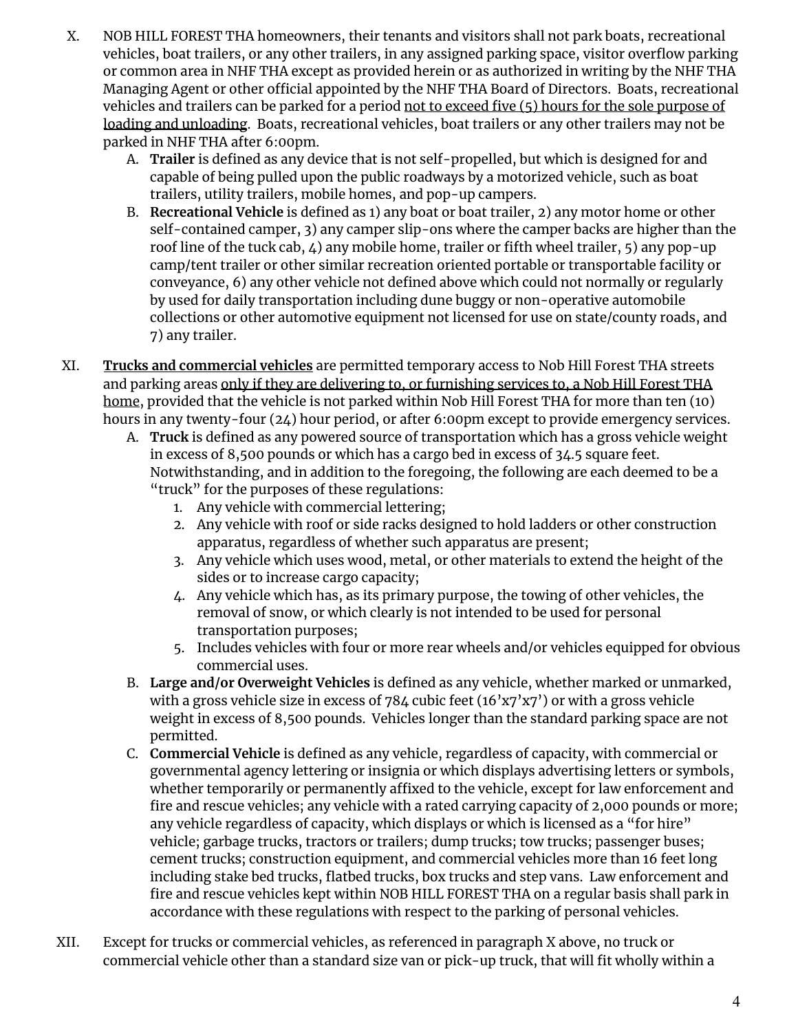X. NOB HILL FOREST THA homeowners, their tenants and visitors shall not park boats, recreational vehicles, boat trailers, or any other trailers, in any assigned parking space, visitor overflow parking or common area in NHF THA except as provided herein or as authorized in writing by the NHF THA Managing Agent or other official appointed by the NHF THA Board of Directors. Boats, recreational vehicles and trailers can be parked for a period <u>not to exceed five (5) hours for the sole purpose of loading and unloading</u>. Boats, recreational vehicles, boat trailers or any other trailers may not be parked in NHF THA after 6:00pm.

   A. **Trailer** is defined as any device that is not self-propelled, but which is designed for and capable of being pulled upon the public roadways by a motorized vehicle, such as boat trailers, utility trailers, mobile homes, and pop-up campers.

   B. **Recreational Vehicle** is defined as 1) any boat or boat trailer, 2) any motor home or other self-contained camper, 3) any camper slip-ons where the camper backs are higher than the roof line of the tuck cab, 4) any mobile home, trailer or fifth wheel trailer, 5) any pop-up camp/tent trailer or other similar recreation oriented portable or transportable facility or conveyance, 6) any other vehicle not defined above which could not normally or regularly by used for daily transportation including dune buggy or non-operative automobile collections or other automotive equipment not licensed for use on state/county roads, and 7) any trailer.

XI. **<u>Trucks and commercial vehicles</u>** are permitted temporary access to Nob Hill Forest THA streets and parking areas <u>only if they are delivering to, or furnishing services to, a Nob Hill Forest THA home</u>, provided that the vehicle is not parked within Nob Hill Forest THA for more than ten (10) hours in any twenty-four (24) hour period, or after 6:00pm except to provide emergency services.

   A. **Truck** is defined as any powered source of transportation which has a gross vehicle weight in excess of 8,500 pounds or which has a cargo bed in excess of 34.5 square feet. Notwithstanding, and in addition to the foregoing, the following are each deemed to be a "truck" for the purposes of these regulations:

      1. Any vehicle with commercial lettering;
      2. Any vehicle with roof or side racks designed to hold ladders or other construction apparatus, regardless of whether such apparatus are present;
      3. Any vehicle which uses wood, metal, or other materials to extend the height of the sides or to increase cargo capacity;
      4. Any vehicle which has, as its primary purpose, the towing of other vehicles, the removal of snow, or which clearly is not intended to be used for personal transportation purposes;
      5. Includes vehicles with four or more rear wheels and/or vehicles equipped for obvious commercial uses.

   B. **Large and/or Overweight Vehicles** is defined as any vehicle, whether marked or unmarked, with a gross vehicle size in excess of 784 cubic feet (16'x7'x7') or with a gross vehicle weight in excess of 8,500 pounds. Vehicles longer than the standard parking space are not permitted.

   C. **Commercial Vehicle** is defined as any vehicle, regardless of capacity, with commercial or governmental agency lettering or insignia or which displays advertising letters or symbols, whether temporarily or permanently affixed to the vehicle, except for law enforcement and fire and rescue vehicles; any vehicle with a rated carrying capacity of 2,000 pounds or more; any vehicle regardless of capacity, which displays or which is licensed as a "for hire" vehicle; garbage trucks, tractors or trailers; dump trucks; tow trucks; passenger buses; cement trucks; construction equipment, and commercial vehicles more than 16 feet long including stake bed trucks, flatbed trucks, box trucks and step vans. Law enforcement and fire and rescue vehicles kept within NOB HILL FOREST THA on a regular basis shall park in accordance with these regulations with respect to the parking of personal vehicles.

XII. Except for trucks or commercial vehicles, as referenced in paragraph X above, no truck or commercial vehicle other than a standard size van or pick-up truck, that will fit wholly within a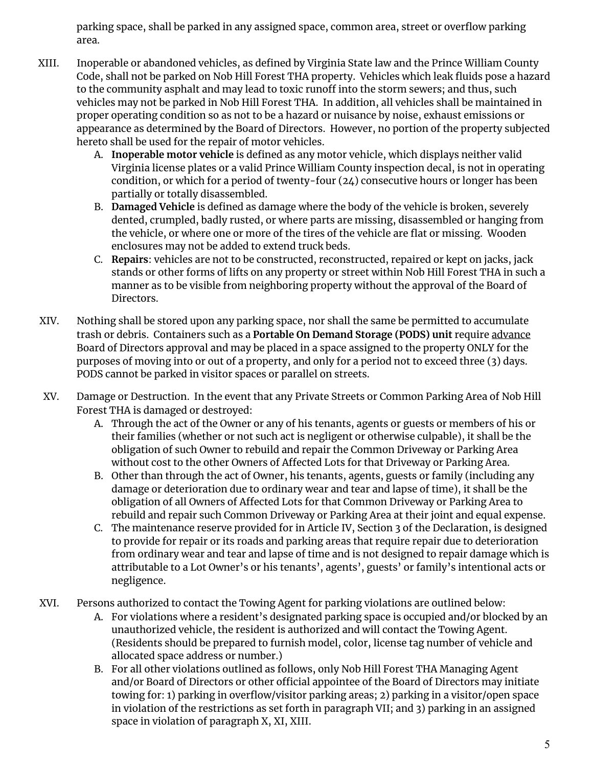parking space, shall be parked in any assigned space, common area, street or overflow parking area.

XIII. Inoperable or abandoned vehicles, as defined by Virginia State law and the Prince William County Code, shall not be parked on Nob Hill Forest THA property. Vehicles which leak fluids pose a hazard to the community asphalt and may lead to toxic runoff into the storm sewers; and thus, such vehicles may not be parked in Nob Hill Forest THA. In addition, all vehicles shall be maintained in proper operating condition so as not to be a hazard or nuisance by noise, exhaust emissions or appearance as determined by the Board of Directors. However, no portion of the property subjected hereto shall be used for the repair of motor vehicles.

  A. **Inoperable motor vehicle** is defined as any motor vehicle, which displays neither valid Virginia license plates or a valid Prince William County inspection decal, is not in operating condition, or which for a period of twenty-four (24) consecutive hours or longer has been partially or totally disassembled.
  B. **Damaged Vehicle** is defined as damage where the body of the vehicle is broken, severely dented, crumpled, badly rusted, or where parts are missing, disassembled or hanging from the vehicle, or where one or more of the tires of the vehicle are flat or missing. Wooden enclosures may not be added to extend truck beds.
  C. **Repairs**: vehicles are not to be constructed, reconstructed, repaired or kept on jacks, jack stands or other forms of lifts on any property or street within Nob Hill Forest THA in such a manner as to be visible from neighboring property without the approval of the Board of Directors.

XIV. Nothing shall be stored upon any parking space, nor shall the same be permitted to accumulate trash or debris. Containers such as a **Portable On Demand Storage (PODS) unit** require <u>advance</u> Board of Directors approval and may be placed in a space assigned to the property ONLY for the purposes of moving into or out of a property, and only for a period not to exceed three (3) days. PODS cannot be parked in visitor spaces or parallel on streets.

XV. Damage or Destruction. In the event that any Private Streets or Common Parking Area of Nob Hill Forest THA is damaged or destroyed:

  A. Through the act of the Owner or any of his tenants, agents or guests or members of his or their families (whether or not such act is negligent or otherwise culpable), it shall be the obligation of such Owner to rebuild and repair the Common Driveway or Parking Area without cost to the other Owners of Affected Lots for that Driveway or Parking Area.
  B. Other than through the act of Owner, his tenants, agents, guests or family (including any damage or deterioration due to ordinary wear and tear and lapse of time), it shall be the obligation of all Owners of Affected Lots for that Common Driveway or Parking Area to rebuild and repair such Common Driveway or Parking Area at their joint and equal expense.
  C. The maintenance reserve provided for in Article IV, Section 3 of the Declaration, is designed to provide for repair or its roads and parking areas that require repair due to deterioration from ordinary wear and tear and lapse of time and is not designed to repair damage which is attributable to a Lot Owner's or his tenants', agents', guests' or family's intentional acts or negligence.

XVI. Persons authorized to contact the Towing Agent for parking violations are outlined below:

  A. For violations where a resident's designated parking space is occupied and/or blocked by an unauthorized vehicle, the resident is authorized and will contact the Towing Agent. (Residents should be prepared to furnish model, color, license tag number of vehicle and allocated space address or number.)
  B. For all other violations outlined as follows, only Nob Hill Forest THA Managing Agent and/or Board of Directors or other official appointee of the Board of Directors may initiate towing for: 1) parking in overflow/visitor parking areas; 2) parking in a visitor/open space in violation of the restrictions as set forth in paragraph VII; and 3) parking in an assigned space in violation of paragraph X, XI, XIII.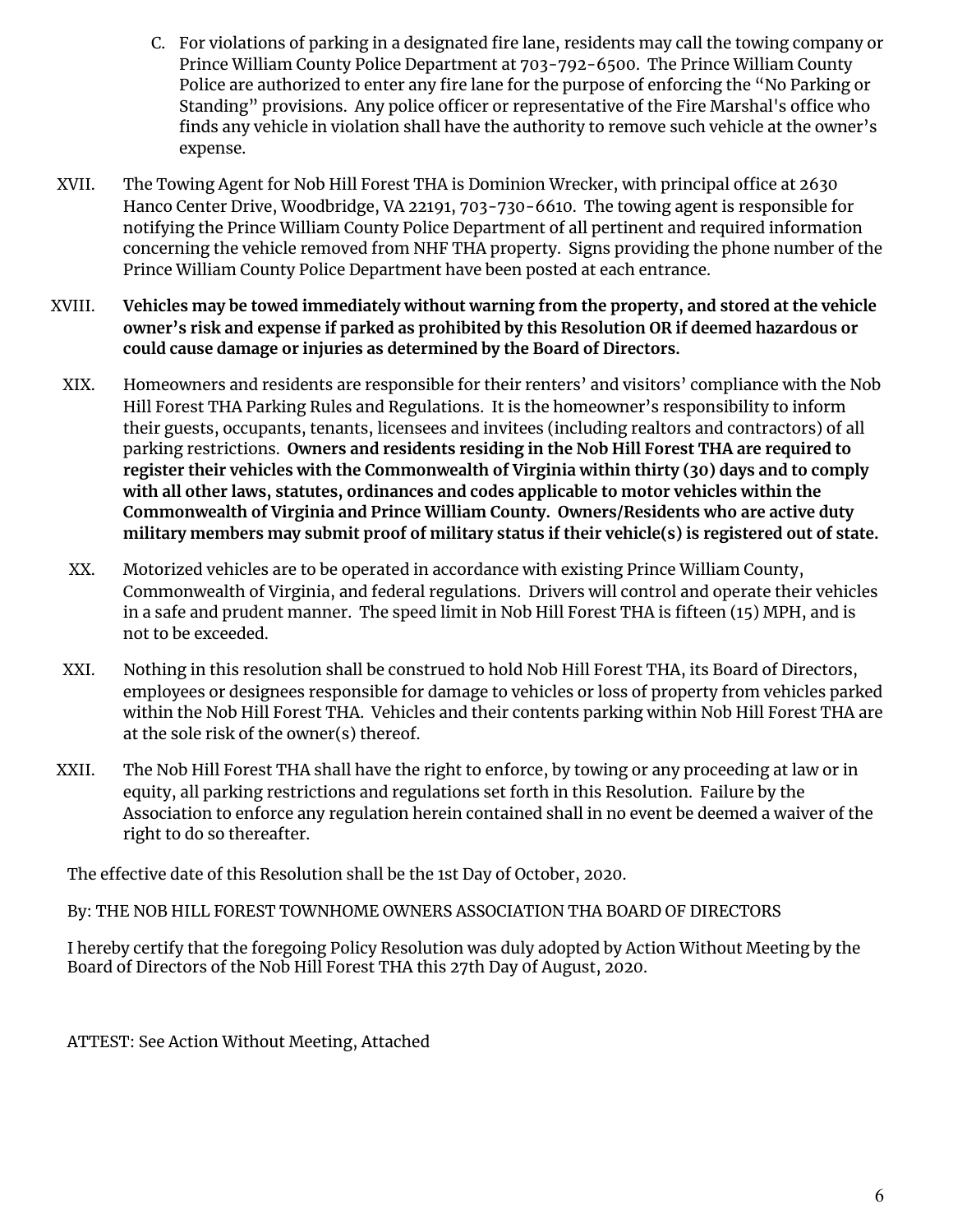C. For violations of parking in a designated fire lane, residents may call the towing company or Prince William County Police Department at 703-792-6500. The Prince William County Police are authorized to enter any fire lane for the purpose of enforcing the "No Parking or Standing" provisions. Any police officer or representative of the Fire Marshal's office who finds any vehicle in violation shall have the authority to remove such vehicle at the owner's expense.

XVII. The Towing Agent for Nob Hill Forest THA is Dominion Wrecker, with principal office at 2630 Hanco Center Drive, Woodbridge, VA 22191, 703-730-6610. The towing agent is responsible for notifying the Prince William County Police Department of all pertinent and required information concerning the vehicle removed from NHF THA property. Signs providing the phone number of the Prince William County Police Department have been posted at each entrance.

XVIII. **Vehicles may be towed immediately without warning from the property, and stored at the vehicle owner's risk and expense if parked as prohibited by this Resolution OR if deemed hazardous or could cause damage or injuries as determined by the Board of Directors.**

XIX. Homeowners and residents are responsible for their renters' and visitors' compliance with the Nob Hill Forest THA Parking Rules and Regulations. It is the homeowner's responsibility to inform their guests, occupants, tenants, licensees and invitees (including realtors and contractors) of all parking restrictions. **Owners and residents residing in the Nob Hill Forest THA are required to register their vehicles with the Commonwealth of Virginia within thirty (30) days and to comply with all other laws, statutes, ordinances and codes applicable to motor vehicles within the Commonwealth of Virginia and Prince William County. Owners/Residents who are active duty military members may submit proof of military status if their vehicle(s) is registered out of state.**

XX. Motorized vehicles are to be operated in accordance with existing Prince William County, Commonwealth of Virginia, and federal regulations. Drivers will control and operate their vehicles in a safe and prudent manner. The speed limit in Nob Hill Forest THA is fifteen (15) MPH, and is not to be exceeded.

XXI. Nothing in this resolution shall be construed to hold Nob Hill Forest THA, its Board of Directors, employees or designees responsible for damage to vehicles or loss of property from vehicles parked within the Nob Hill Forest THA. Vehicles and their contents parking within Nob Hill Forest THA are at the sole risk of the owner(s) thereof.

XXII. The Nob Hill Forest THA shall have the right to enforce, by towing or any proceeding at law or in equity, all parking restrictions and regulations set forth in this Resolution. Failure by the Association to enforce any regulation herein contained shall in no event be deemed a waiver of the right to do so thereafter.

The effective date of this Resolution shall be the 1st Day of October, 2020.

By: THE NOB HILL FOREST TOWNHOME OWNERS ASSOCIATION THA BOARD OF DIRECTORS

I hereby certify that the foregoing Policy Resolution was duly adopted by Action Without Meeting by the Board of Directors of the Nob Hill Forest THA this 27th Day 0f August, 2020.

ATTEST: See Action Without Meeting, Attached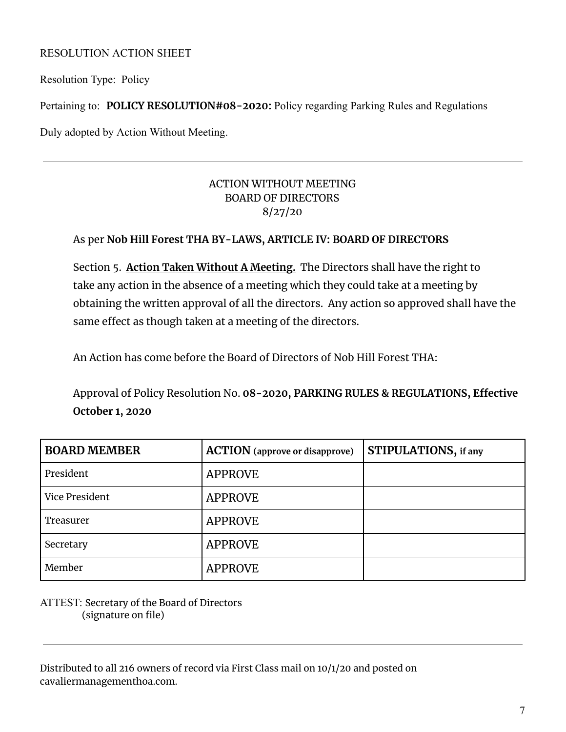RESOLUTION ACTION SHEET

Resolution Type: Policy

Pertaining to: **POLICY RESOLUTION#08-2020:** Policy regarding Parking Rules and Regulations

Duly adopted by Action Without Meeting.

---

ACTION WITHOUT MEETING
BOARD OF DIRECTORS
8/27/20

As per **Nob Hill Forest THA BY-LAWS, ARTICLE IV: BOARD OF DIRECTORS**

Section 5. **Action Taken Without A Meeting.** The Directors shall have the right to take any action in the absence of a meeting which they could take at a meeting by obtaining the written approval of all the directors. Any action so approved shall have the same effect as though taken at a meeting of the directors.

An Action has come before the Board of Directors of Nob Hill Forest THA:

Approval of Policy Resolution No. **08-2020, PARKING RULES & REGULATIONS, Effective October 1, 2020**

| **BOARD MEMBER** | **ACTION** (approve or disapprove) | **STIPULATIONS,** if any |
|---|---|---|
| President | APPROVE | |
| Vice President | APPROVE | |
| Treasurer | APPROVE | |
| Secretary | APPROVE | |
| Member | APPROVE | |

ATTEST: Secretary of the Board of Directors
(signature on file)

---

Distributed to all 216 owners of record via First Class mail on 10/1/20 and posted on cavaliermanagementhoa.com.